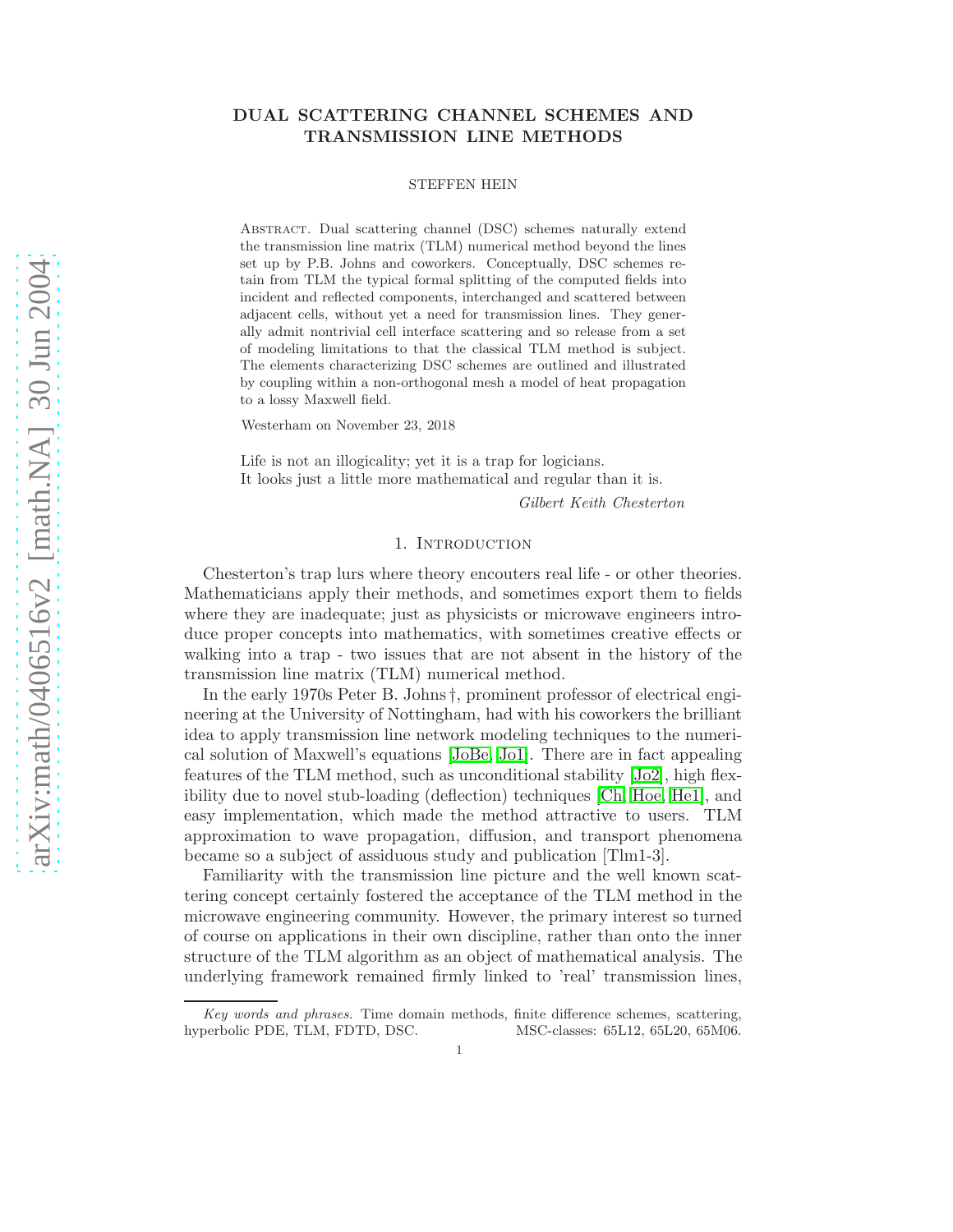# DUAL SCATTERING CHANNEL SCHEMES AND TRANSMISSION LINE METHODS

STEFFEN HEIN

Abstract. Dual scattering channel (DSC) schemes naturally extend the transmission line matrix (TLM) numerical method beyond the lines set up by P.B. Johns and coworkers. Conceptually, DSC schemes retain from TLM the typical formal splitting of the computed fields into incident and reflected components, interchanged and scattered between adjacent cells, without yet a need for transmission lines. They generally admit nontrivial cell interface scattering and so release from a set of modeling limitations to that the classical TLM method is subject. The elements characterizing DSC schemes are outlined and illustrated by coupling within a non-orthogonal mesh a model of heat propagation to a lossy Maxwell field.

Westerham on November 23, 2018

Life is not an illogicality; yet it is a trap for logicians.
It looks just a little more mathematical and regular than it is.

*Gilbert Keith Chesterton*

## 1. Introduction

Chesterton's trap lurs where theory encouters real life - or other theories. Mathematicians apply their methods, and sometimes export them to fields where they are inadequate; just as physicists or microwave engineers introduce proper concepts into mathematics, with sometimes creative effects or walking into a trap - two issues that are not absent in the history of the transmission line matrix (TLM) numerical method.

In the early 1970s Peter B. Johns †, prominent professor of electrical engineering at the University of Nottingham, had with his coworkers the brilliant idea to apply transmission line network modeling techniques to the numerical solution of Maxwell's equations [JoBe, Jo1]. There are in fact appealing features of the TLM method, such as unconditional stability [Jo2], high flexibility due to novel stub-loading (deflection) techniques [Ch, Hoe, He1], and easy implementation, which made the method attractive to users. TLM approximation to wave propagation, diffusion, and transport phenomena became so a subject of assiduous study and publication [Tlm1-3].

Familiarity with the transmission line picture and the well known scattering concept certainly fostered the acceptance of the TLM method in the microwave engineering community. However, the primary interest so turned of course on applications in their own discipline, rather than onto the inner structure of the TLM algorithm as an object of mathematical analysis. The underlying framework remained firmly linked to 'real' transmission lines,

*Key words and phrases.* Time domain methods, finite difference schemes, scattering, hyperbolic PDE, TLM, FDTD, DSC. MSC-classes: 65L12, 65L20, 65M06.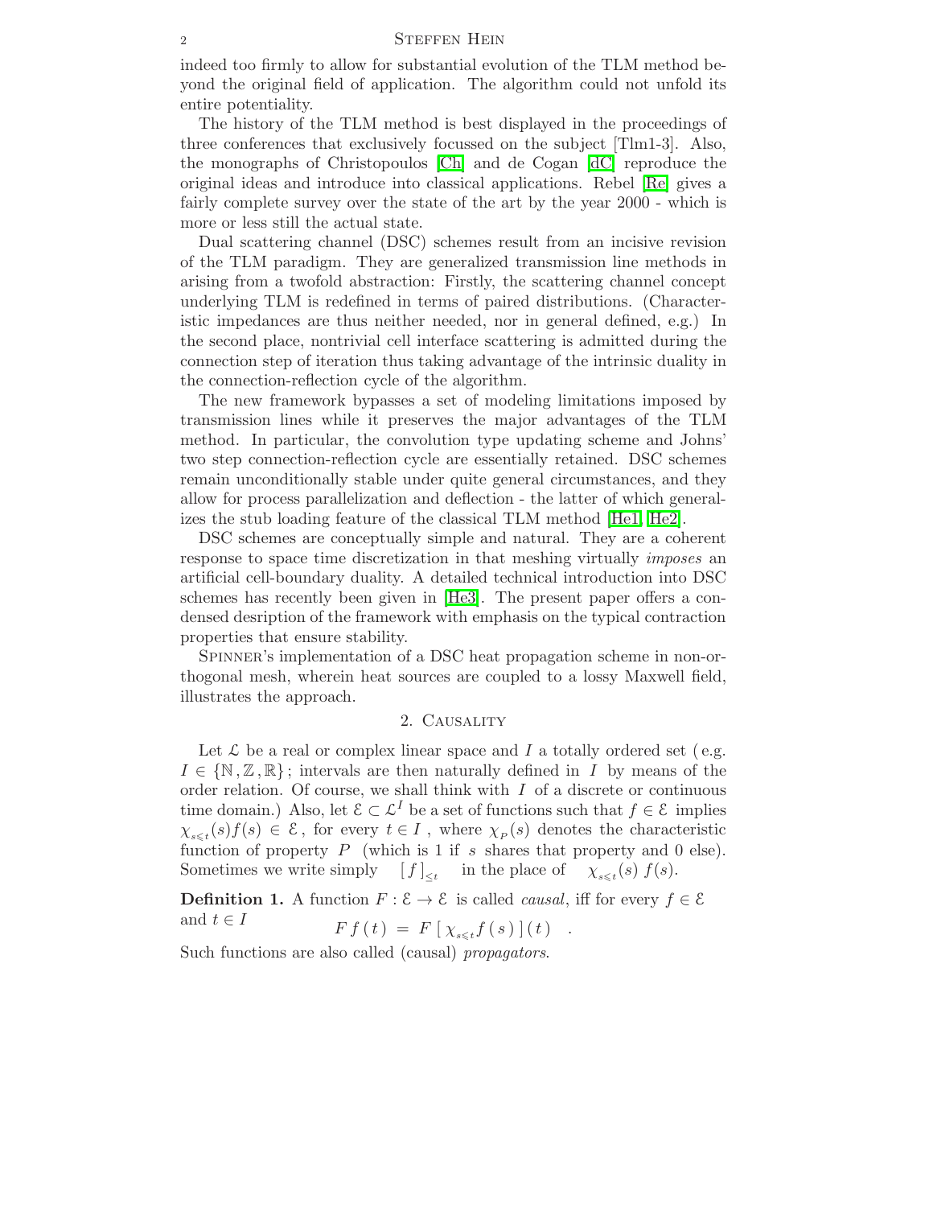indeed too firmly to allow for substantial evolution of the TLM method beyond the original field of application. The algorithm could not unfold its entire potentiality.

The history of the TLM method is best displayed in the proceedings of three conferences that exclusively focussed on the subject [Tlm1-3]. Also, the monographs of Christopoulos [Ch] and de Cogan [dC] reproduce the original ideas and introduce into classical applications. Rebel [Re] gives a fairly complete survey over the state of the art by the year 2000 - which is more or less still the actual state.

Dual scattering channel (DSC) schemes result from an incisive revision of the TLM paradigm. They are generalized transmission line methods in arising from a twofold abstraction: Firstly, the scattering channel concept underlying TLM is redefined in terms of paired distributions. (Characteristic impedances are thus neither needed, nor in general defined, e.g.) In the second place, nontrivial cell interface scattering is admitted during the connection step of iteration thus taking advantage of the intrinsic duality in the connection-reflection cycle of the algorithm.

The new framework bypasses a set of modeling limitations imposed by transmission lines while it preserves the major advantages of the TLM method. In particular, the convolution type updating scheme and Johns' two step connection-reflection cycle are essentially retained. DSC schemes remain unconditionally stable under quite general circumstances, and they allow for process parallelization and deflection - the latter of which generalizes the stub loading feature of the classical TLM method [He1, He2].

DSC schemes are conceptually simple and natural. They are a coherent response to space time discretization in that meshing virtually *imposes* an artificial cell-boundary duality. A detailed technical introduction into DSC schemes has recently been given in [He3]. The present paper offers a condensed desription of the framework with emphasis on the typical contraction properties that ensure stability.

Spinner's implementation of a DSC heat propagation scheme in non-orthogonal mesh, wherein heat sources are coupled to a lossy Maxwell field, illustrates the approach.

## 2. Causality

Let $\mathcal{L}$ be a real or complex linear space and $I$ a totally ordered set ( e.g. $I \in \{\mathbb{N}, \mathbb{Z}, \mathbb{R}\}$; intervals are then naturally defined in $I$ by means of the order relation. Of course, we shall think with $I$ of a discrete or continuous time domain.) Also, let $\mathcal{E} \subset \mathcal{L}^I$ be a set of functions such that $f \in \mathcal{E}$ implies $\chi_{s \leqslant t}(s) f(s) \in \mathcal{E}$, for every $t \in I$, where $\chi_P(s)$ denotes the characteristic function of property $P$ (which is 1 if $s$ shares that property and 0 else). Sometimes we write simply $[f]_{\leq t}$ in the place of $\chi_{s \leqslant t}(s)\, f(s)$.

**Definition 1.** A function $F : \mathcal{E} \to \mathcal{E}$ is called *causal*, iff for every $f \in \mathcal{E}$ and $t \in I$

$$F\, f\,(\,t\,) \;=\; F\,[\,\chi_{s \leqslant t} f\,(\,s\,)\,]\,(\,t\,) \quad .$$

Such functions are also called (causal) *propagators*.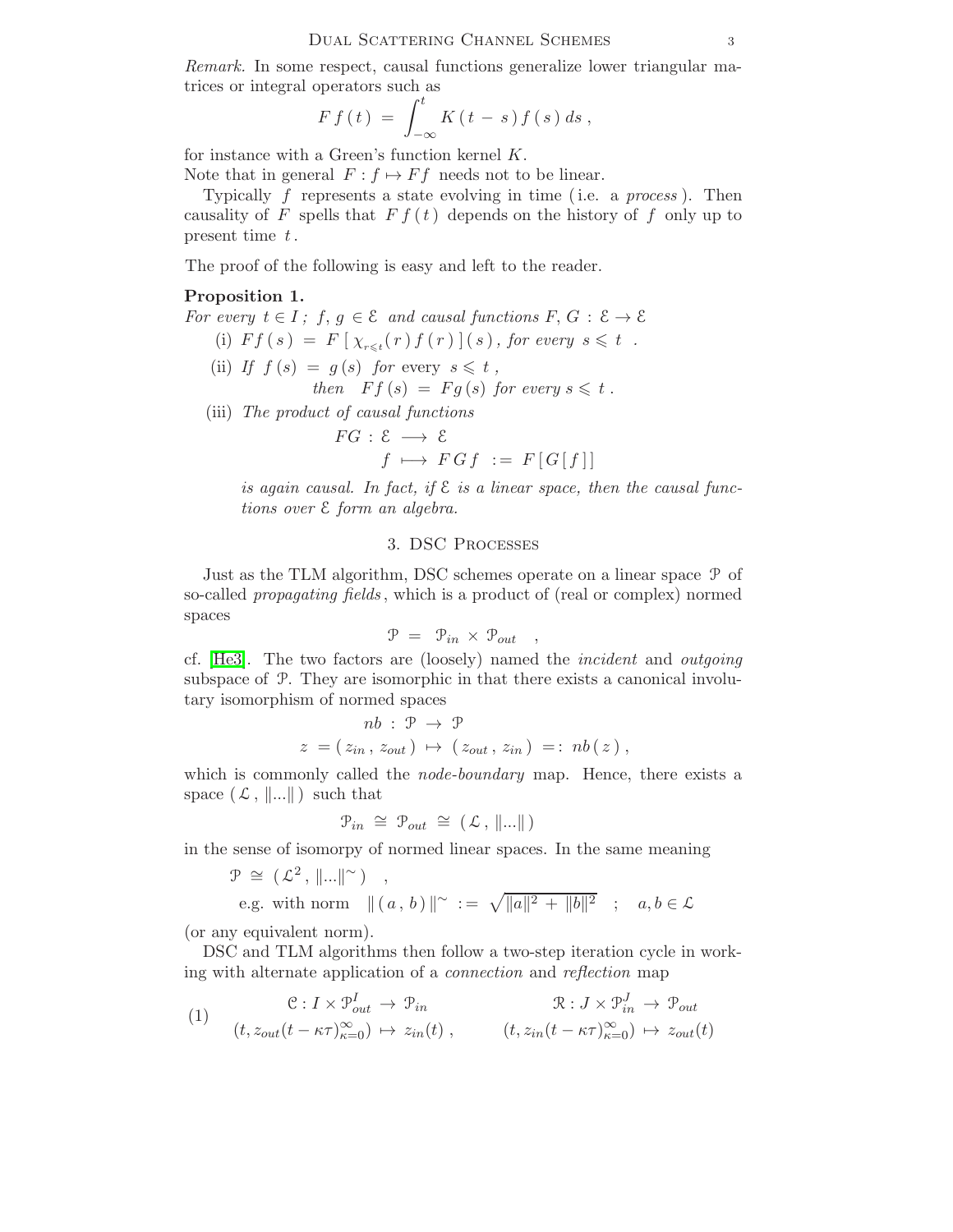*Remark.* In some respect, causal functions generalize lower triangular matrices or integral operators such as

$$F\,f\,(\,t\,)\;=\;\int_{-\infty}^{t} K\,(\,t\,-\,s\,)\,f\,(\,s\,)\,ds\;,$$

for instance with a Green's function kernel $K$.
Note that in general $F : f \mapsto Ff$ needs not to be linear.

Typically $f$ represents a state evolving in time (i.e. a *process*). Then causality of $F$ spells that $F\,f\,(\,t\,)$ depends on the history of $f$ only up to present time $t$.

The proof of the following is easy and left to the reader.

**Proposition 1.**
*For every $t \in I$; $f, g \in \mathcal{E}$ and causal functions $F, G : \mathcal{E} \to \mathcal{E}$*

(i) $F f\,(\,s\,) \;=\; F\,[\,\chi_{r\leqslant t}(\,r\,)\,f\,(\,r\,)\,]\,(\,s\,)$, *for every* $s \leqslant t$ .

(ii) *If* $f\,(s) \;=\; g\,(s)$ *for* every $s \leqslant t$ ,
*then* $F f\,(s) \;=\; F g\,(s)$ *for every* $s \leqslant t$ .

(iii) *The product of causal functions*

$$FG : \mathcal{E} \longrightarrow \mathcal{E}$$
$$f \longmapsto FGf \;:=\; F\,[\,G\,[\,f\,]\,]$$

*is again causal. In fact, if $\mathcal{E}$ is a linear space, then the causal functions over $\mathcal{E}$ form an algebra.*

## 3. DSC Processes

Just as the TLM algorithm, DSC schemes operate on a linear space $\mathcal{P}$ of so-called *propagating fields*, which is a product of (real or complex) normed spaces

$$\mathcal{P} \;=\; \mathcal{P}_{in} \times \mathcal{P}_{out} \quad ,$$

cf. [He3]. The two factors are (loosely) named the *incident* and *outgoing* subspace of $\mathcal{P}$. They are isomorphic in that there exists a canonical involutary isomorphism of normed spaces

$$nb \,:\, \mathcal{P} \,\to\, \mathcal{P}$$
$$z \;=(\,z_{in}\,,\,z_{out}\,)\;\mapsto\;(\,z_{out}\,,\,z_{in}\,)\;=:\;nb\,(\,z\,)\,,$$

which is commonly called the *node-boundary* map. Hence, there exists a space $(\,\mathcal{L}\,,\,\|...\|\,)$ such that

$$\mathcal{P}_{in} \;\cong\; \mathcal{P}_{out} \;\cong\; (\,\mathcal{L}\,,\,\|...\|\,)$$

in the sense of isomorpy of normed linear spaces. In the same meaning

$$\mathcal{P} \;\cong\; (\,\mathcal{L}^2\,,\,\|...\|^{\sim}\,) \quad ,$$

e.g. with norm $\|\,(\,a\,,\,b\,)\,\|^{\sim} \;:=\; \sqrt{\|a\|^2 \,+\, \|b\|^2} \quad ; \quad a, b \in \mathcal{L}$

(or any equivalent norm).

DSC and TLM algorithms then follow a two-step iteration cycle in working with alternate application of a *connection* and *reflection* map

$$(1) \qquad \begin{array}{cc} \mathcal{C} : I \times \mathcal{P}_{out}^{I} \,\to\, \mathcal{P}_{in} & \mathcal{R} : J \times \mathcal{P}_{in}^{J} \,\to\, \mathcal{P}_{out} \\ (t, z_{out}(t-\kappa\tau)_{\kappa=0}^{\infty}) \,\mapsto\, z_{in}(t)\,, & (t, z_{in}(t-\kappa\tau)_{\kappa=0}^{\infty}) \,\mapsto\, z_{out}(t) \end{array}$$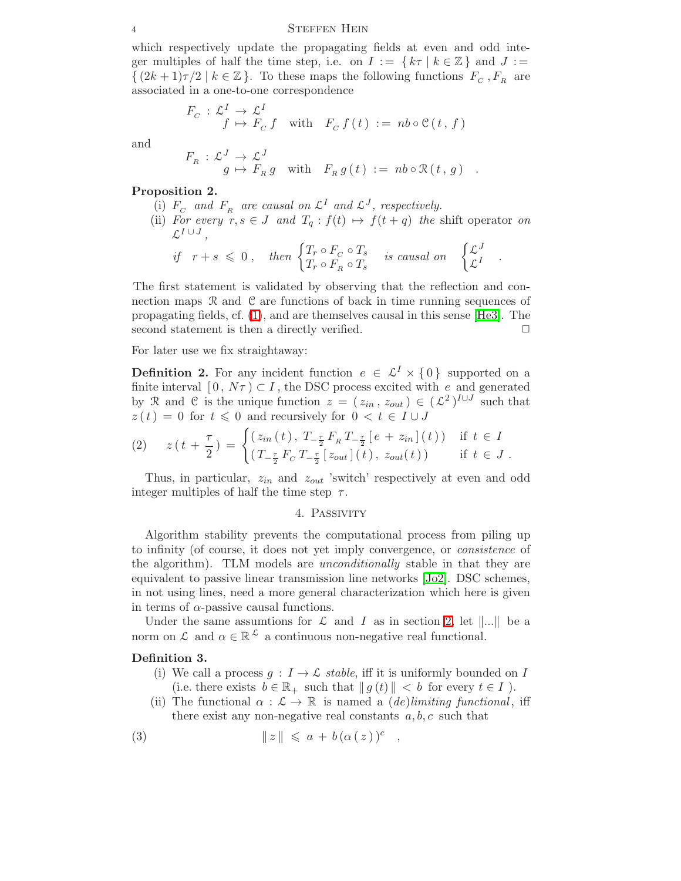which respectively update the propagating fields at even and odd integer multiples of half the time step, i.e. on $I := \{ k\tau \mid k \in \mathbb{Z} \}$ and $J := \{ (2k+1)\tau/2 \mid k \in \mathbb{Z} \}$. To these maps the following functions $F_C$, $F_R$ are associated in a one-to-one correspondence

$$F_C : \mathcal{L}^I \to \mathcal{L}^I \qquad f \mapsto F_C f \quad \text{with} \quad F_C f(t) := nb \circ \mathcal{C}(t, f)$$

and

$$F_R : \mathcal{L}^J \to \mathcal{L}^J \qquad g \mapsto F_R g \quad \text{with} \quad F_R g(t) := nb \circ \mathcal{R}(t, g) \quad .$$

**Proposition 2.**

(i) *$F_C$ and $F_R$ are causal on $\mathcal{L}^I$ and $\mathcal{L}^J$, respectively.*

(ii) *For every $r, s \in J$ and $T_q : f(t) \mapsto f(t+q)$ the* shift operator *on $\mathcal{L}^{I \cup J}$,*

$$\text{if} \quad r + s \leqslant 0, \quad \text{then} \begin{cases} T_r \circ F_C \circ T_s \\ T_r \circ F_R \circ T_s \end{cases} \text{is causal on} \quad \begin{cases} \mathcal{L}^J \\ \mathcal{L}^I \end{cases} .$$

The first statement is validated by observing that the reflection and connection maps $\mathcal{R}$ and $\mathcal{C}$ are functions of back in time running sequences of propagating fields, cf. (1), and are themselves causal in this sense [He3]. The second statement is then a directly verified. □

For later use we fix straightaway:

**Definition 2.** For any incident function $e \in \mathcal{L}^I \times \{0\}$ supported on a finite interval $[0, N\tau) \subset I$, the DSC process excited with $e$ and generated by $\mathcal{R}$ and $\mathcal{C}$ is the unique function $z = (z_{in}, z_{out}) \in (\mathcal{L}^2)^{I \cup J}$ such that $z(t) = 0$ for $t \leqslant 0$ and recursively for $0 < t \in I \cup J$

$$z(t + \frac{\tau}{2}) = \begin{cases} (z_{in}(t),\, T_{-\frac{\tau}{2}} F_R T_{-\frac{\tau}{2}} [e + z_{in}](t)) & \text{if } t \in I \\ (T_{-\frac{\tau}{2}} F_C T_{-\frac{\tau}{2}} [z_{out}](t),\, z_{out}(t)) & \text{if } t \in J\,. \end{cases} \tag{2}$$

Thus, in particular, $z_{in}$ and $z_{out}$ 'switch' respectively at even and odd integer multiples of half the time step $\tau$.

## 4. Passivity

Algorithm stability prevents the computational process from piling up to infinity (of course, it does not yet imply convergence, or *consistence* of the algorithm). TLM models are *unconditionally* stable in that they are equivalent to passive linear transmission line networks [Jo2]. DSC schemes, in not using lines, need a more general characterization which here is given in terms of $\alpha$-passive causal functions.

Under the same assumtions for $\mathcal{L}$ and $I$ as in section 2, let $\|...\|$ be a norm on $\mathcal{L}$ and $\alpha \in \mathbb{R}^{\mathcal{L}}$ a continuous non-negative real functional.

**Definition 3.**

(i) We call a process $g : I \to \mathcal{L}$ *stable*, iff it is uniformly bounded on $I$ (i.e. there exists $b \in \mathbb{R}_+$ such that $\| g(t) \| < b$ for every $t \in I$).

(ii) The functional $\alpha : \mathcal{L} \to \mathbb{R}$ is named a *(de)limiting functional*, iff there exist any non-negative real constants $a, b, c$ such that

$$\| z \| \leqslant a + b(\alpha(z))^c \quad , \tag{3}$$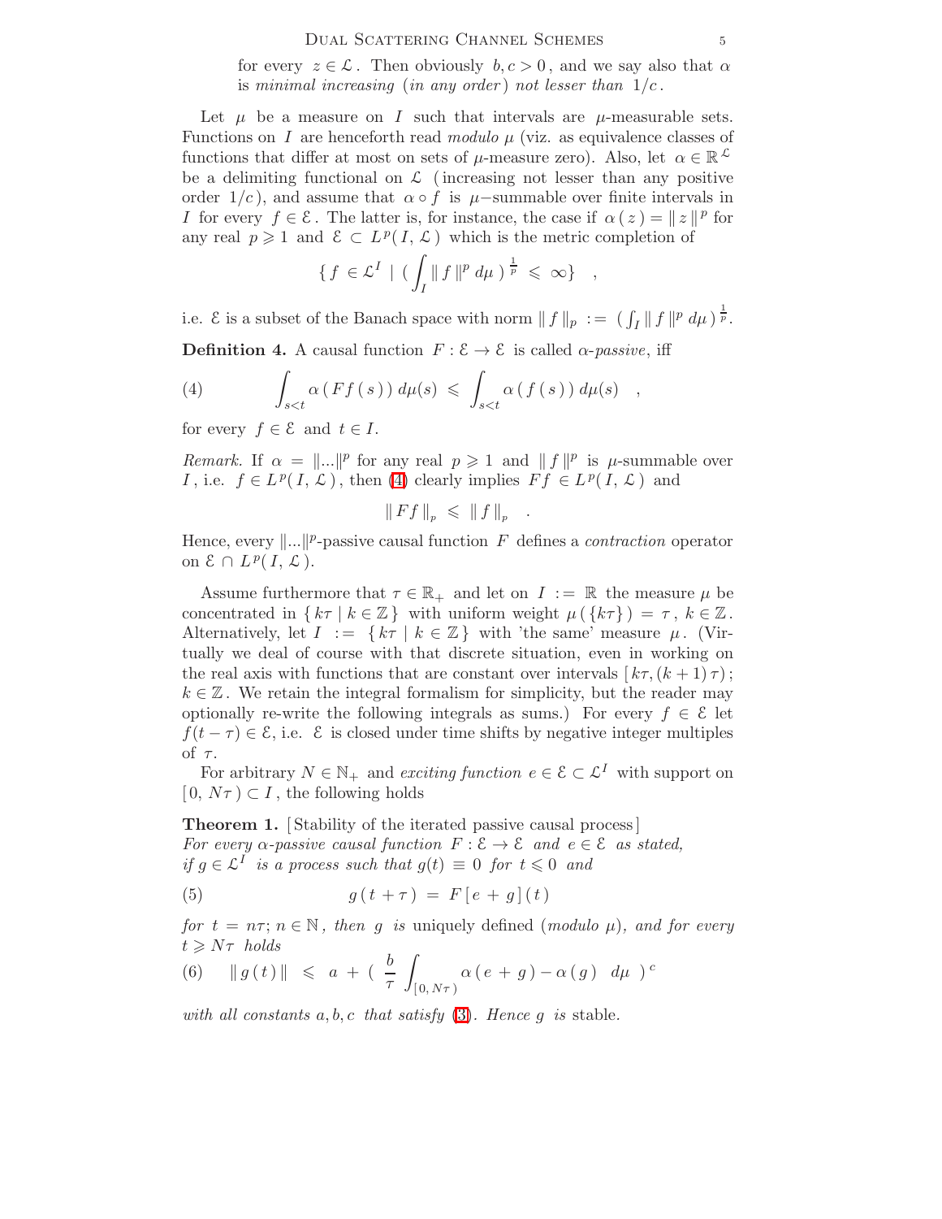for every $z \in \mathcal{L}$. Then obviously $b, c > 0$, and we say also that $\alpha$ is *minimal increasing* (*in any order*) *not lesser than* $1/c$.

Let $\mu$ be a measure on $I$ such that intervals are $\mu$-measurable sets. Functions on $I$ are henceforth read *modulo* $\mu$ (viz. as equivalence classes of functions that differ at most on sets of $\mu$-measure zero). Also, let $\alpha \in \mathbb{R}^{\mathcal{L}}$ be a delimiting functional on $\mathcal{L}$ (increasing not lesser than any positive order $1/c$), and assume that $\alpha \circ f$ is $\mu$−summable over finite intervals in $I$ for every $f \in \mathcal{E}$. The latter is, for instance, the case if $\alpha(z) = \| z \|^p$ for any real $p \geqslant 1$ and $\mathcal{E} \subset L^p(I, \mathcal{L})$ which is the metric completion of

$$\{ f \in \mathcal{L}^I \mid ( \int_I \| f \|^p \, d\mu )^{\frac{1}{p}} \leqslant \infty \} \quad ,$$

i.e. $\mathcal{E}$ is a subset of the Banach space with norm $\| f \|_p := ( \int_I \| f \|^p \, d\mu )^{\frac{1}{p}}$.

**Definition 4.** A causal function $F : \mathcal{E} \to \mathcal{E}$ is called *$\alpha$-passive*, iff

$$\int_{s<t} \alpha ( F f ( s ) ) \, d\mu(s) \leqslant \int_{s<t} \alpha ( f ( s ) ) \, d\mu(s) \quad , \tag{4}$$

for every $f \in \mathcal{E}$ and $t \in I$.

*Remark.* If $\alpha = \|...\|^p$ for any real $p \geqslant 1$ and $\| f \|^p$ is $\mu$-summable over $I$, i.e. $f \in L^p(I, \mathcal{L})$, then (4) clearly implies $Ff \in L^p(I, \mathcal{L})$ and

$$\| F f \|_p \leqslant \| f \|_p \quad .$$

Hence, every $\|...\|^p$-passive causal function $F$ defines a *contraction* operator on $\mathcal{E} \cap L^p(I, \mathcal{L})$.

Assume furthermore that $\tau \in \mathbb{R}_+$ and let on $I := \mathbb{R}$ the measure $\mu$ be concentrated in $\{ k\tau \mid k \in \mathbb{Z} \}$ with uniform weight $\mu(\{k\tau\}) = \tau$, $k \in \mathbb{Z}$. Alternatively, let $I := \{ k\tau \mid k \in \mathbb{Z} \}$ with 'the same' measure $\mu$. (Virtually we deal of course with that discrete situation, even in working on the real axis with functions that are constant over intervals $[k\tau, (k+1)\tau)$; $k \in \mathbb{Z}$. We retain the integral formalism for simplicity, but the reader may optionally re-write the following integrals as sums.) For every $f \in \mathcal{E}$ let $f(t - \tau) \in \mathcal{E}$, i.e. $\mathcal{E}$ is closed under time shifts by negative integer multiples of $\tau$.

For arbitrary $N \in \mathbb{N}_+$ and *exciting function* $e \in \mathcal{E} \subset \mathcal{L}^I$ with support on $[0, N\tau) \subset I$, the following holds

**Theorem 1.** [Stability of the iterated passive causal process] *For every $\alpha$-passive causal function $F : \mathcal{E} \to \mathcal{E}$ and $e \in \mathcal{E}$ as stated, if $g \in \mathcal{L}^I$ is a process such that $g(t) \equiv 0$ for $t \leqslant 0$ and*

$$g ( t + \tau ) = F [ e + g ] ( t ) \tag{5}$$

*for $t = n\tau$; $n \in \mathbb{N}$, then $g$ is* uniquely defined (*modulo $\mu$*)*, and for every $t \geqslant N\tau$ holds*

$$\| g ( t ) \| \leqslant a + \left( \frac{b}{\tau} \int_{[0, N\tau)} \alpha ( e + g ) - \alpha ( g ) \; d\mu \right)^c \tag{6}$$

*with all constants $a, b, c$ that satisfy (3). Hence $g$ is* stable.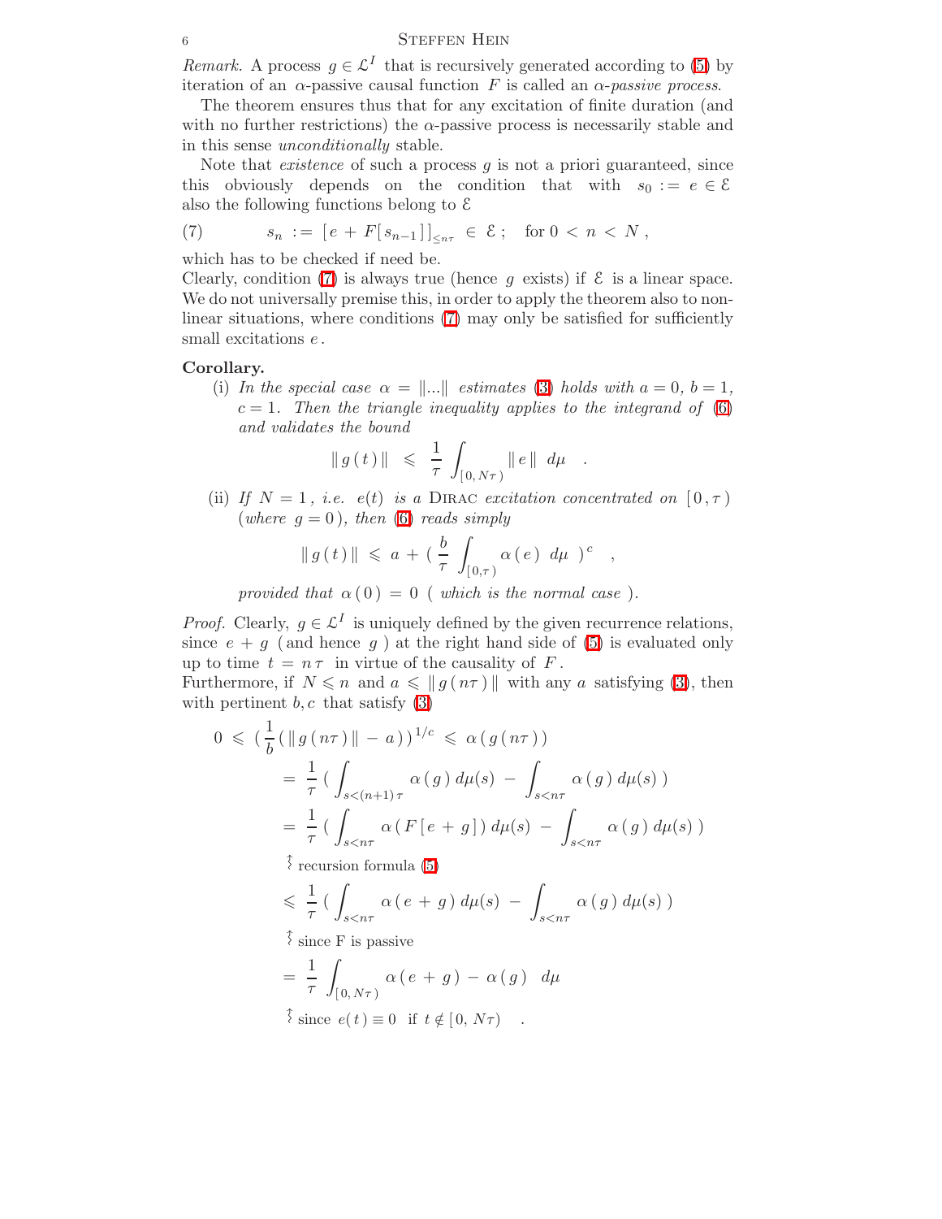*Remark.* A process $g \in \mathcal{L}^I$ that is recursively generated according to (5) by iteration of an $\alpha$-passive causal function $F$ is called an *$\alpha$-passive process*.

The theorem ensures thus that for any excitation of finite duration (and with no further restrictions) the $\alpha$-passive process is necessarily stable and in this sense *unconditionally* stable.

Note that *existence* of such a process $g$ is not a priori guaranteed, since this obviously depends on the condition that with $s_0 := e \in \mathcal{E}$ also the following functions belong to $\mathcal{E}$

$$s_n \ := \ [\, e \, + \, F[\, s_{n-1} \,] \,]_{\le n\tau} \ \in \ \mathcal{E} \, ; \quad \text{for } 0 \, < \, n \, < \, N \, , \tag{7}$$

which has to be checked if need be.
Clearly, condition (7) is always true (hence $g$ exists) if $\mathcal{E}$ is a linear space. We do not universally premise this, in order to apply the theorem also to non-linear situations, where conditions (7) may only be satisfied for sufficiently small excitations $e$.

**Corollary.**

(i) *In the special case $\alpha = \|...\|$ estimates (3) holds with $a = 0$, $b = 1$, $c = 1$. Then the triangle inequality applies to the integrand of (6) and validates the bound*

$$\| \, g \, (\, t \,) \, \| \ \leqslant \ \frac{1}{\tau} \int_{[\, 0, \, N\tau \,)} \| \, e \, \| \ d\mu \quad .$$

(ii) *If $N = 1$, i.e. $e(t)$ is a* Dirac *excitation concentrated on $[\, 0 \, , \tau \,)$ (where $g = 0$), then (6) reads simply*

$$\| \, g \, (\, t \,) \, \| \ \leqslant \ a \, + \, ( \, \frac{b}{\tau} \int_{[\, 0, \tau \,)} \alpha \, (\, e \,) \ d\mu \ )^{\, c} \quad ,$$

*provided that $\alpha \, (\, 0 \,) \, = \, 0$ ( which is the normal case ).*

*Proof.* Clearly, $g \in \mathcal{L}^I$ is uniquely defined by the given recurrence relations, since $e \, + \, g$ ( and hence $g$ ) at the right hand side of (5) is evaluated only up to time $t \, = \, n \, \tau$ in virtue of the causality of $F$.
Furthermore, if $N \leqslant n$ and $a \leqslant \| \, g \, (\, n\tau \,) \, \|$ with any $a$ satisfying (3), then with pertinent $b, c$ that satisfy (3)

$$
\begin{aligned}
0 \ \leqslant \ & ( \, \frac{1}{b} \, ( \, \| \, g \, (\, n\tau \,) \, \| \, - \, a \,) \,)^{\, 1/c} \ \leqslant \ \alpha \, (\, g \, (\, n\tau \,) \,) \\
= \ & \frac{1}{\tau} \, ( \int_{s < (n+1)\, \tau} \alpha \, (\, g \,) \, d\mu(s) \ - \ \int_{s < n\tau} \alpha \, (\, g \,) \, d\mu(s) \, ) \\
= \ & \frac{1}{\tau} \, ( \int_{s < n\tau} \alpha \, (\, F \, [\, e \, + \, g \,] \,) \, d\mu(s) \ - \ \int_{s < n\tau} \alpha \, (\, g \,) \, d\mu(s) \, ) \\
& \quad \text{recursion formula (5)} \\
\leqslant \ & \frac{1}{\tau} \, ( \int_{s < n\tau} \alpha \, (\, e \, + \, g \,) \, d\mu(s) \ - \ \int_{s < n\tau} \alpha \, (\, g \,) \, d\mu(s) \, ) \\
& \quad \text{since F is passive} \\
= \ & \frac{1}{\tau} \int_{[\, 0, \, N\tau \,)} \alpha \, (\, e \, + \, g \,) \, - \, \alpha \, (\, g \,) \ \ d\mu \\
& \quad \text{since } e(\, t \,) \equiv 0 \ \text{ if } t \notin [\, 0, \, N\tau) \quad .
\end{aligned}
$$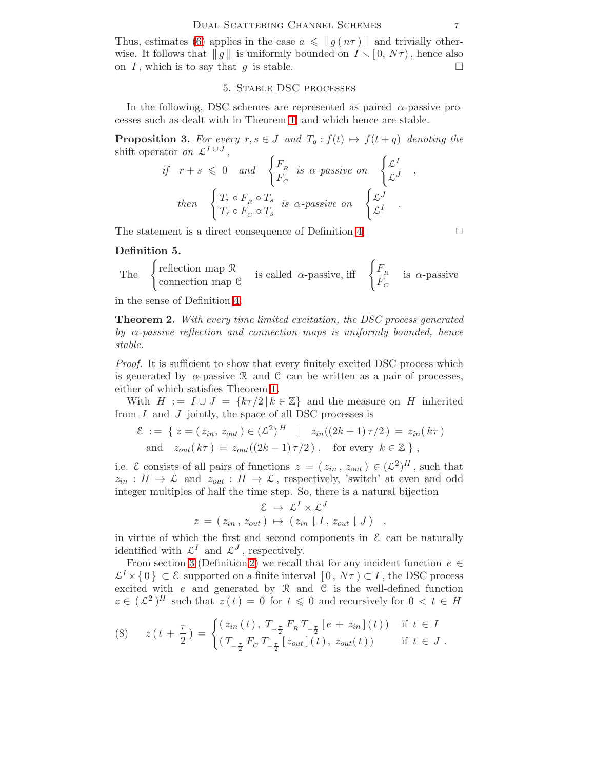Thus, estimates (6) applies in the case $a \leqslant \| g(n\tau) \|$ and trivially otherwise. It follows that $\| g \|$ is uniformly bounded on $I \setminus [0, N\tau)$, hence also on $I$, which is to say that $g$ is stable. $\square$

## 5. Stable DSC processes

In the following, DSC schemes are represented as paired $\alpha$-passive processes such as dealt with in Theorem 1, and which hence are stable.

**Proposition 3.** *For every $r, s \in J$ and $T_q : f(t) \mapsto f(t+q)$ denoting the* shift operator *on $\mathcal{L}^{I \cup J}$,*

$$\text{if} \quad r + s \leqslant 0 \quad \text{and} \quad \begin{cases} F_R \\ F_C \end{cases} \text{is } \alpha\text{-passive on} \quad \begin{cases} \mathcal{L}^I \\ \mathcal{L}^J \end{cases} ,$$

$$\text{then} \quad \begin{cases} T_r \circ F_R \circ T_s \\ T_r \circ F_C \circ T_s \end{cases} \text{is } \alpha\text{-passive on} \quad \begin{cases} \mathcal{L}^J \\ \mathcal{L}^I \end{cases} .$$

The statement is a direct consequence of Definition 4. $\square$

**Definition 5.**

$$\text{The} \quad \begin{cases} \text{reflection map } \mathcal{R} \\ \text{connection map } \mathcal{C} \end{cases} \quad \text{is called } \alpha\text{-passive, iff} \quad \begin{cases} F_R \\ F_C \end{cases} \quad \text{is } \alpha\text{-passive}$$

in the sense of Definition 4.

**Theorem 2.** *With every time limited excitation, the DSC process generated by $\alpha$-passive reflection and connection maps is uniformly bounded, hence stable.*

*Proof.* It is sufficient to show that every finitely excited DSC process which is generated by $\alpha$-passive $\mathcal{R}$ and $\mathcal{C}$ can be written as a pair of processes, either of which satisfies Theorem 1.

With $H := I \cup J = \{ k\tau/2 \,|\, k \in \mathbb{Z} \}$ and the measure on $H$ inherited from $I$ and $J$ jointly, the space of all DSC processes is

$$\begin{aligned} \mathcal{E} \;:=\; \{\, z = (z_{in}, z_{out}) \in (\mathcal{L}^2)^H \quad | \quad & z_{in}((2k+1)\tau/2) \;=\; z_{in}(k\tau) \\ \text{and} \quad z_{out}(k\tau) \;=\; z_{out}((2k-1)\tau/2)\,, \quad & \text{for every } \; k \in \mathbb{Z} \,\}\,, \end{aligned}$$

i.e. $\mathcal{E}$ consists of all pairs of functions $z = (z_{in}, z_{out}) \in (\mathcal{L}^2)^H$, such that $z_{in} : H \to \mathcal{L}$ and $z_{out} : H \to \mathcal{L}$, respectively, 'switch' at even and odd integer multiples of half the time step. So, there is a natural bijection

$$\begin{aligned} \mathcal{E} \;&\to\; \mathcal{L}^I \times \mathcal{L}^J \\ z \;=\; (z_{in}, z_{out}) \;&\mapsto\; (z_{in} \restriction I,\, z_{out} \restriction J) \quad , \end{aligned}$$

in virtue of which the first and second components in $\mathcal{E}$ can be naturally identified with $\mathcal{L}^I$ and $\mathcal{L}^J$, respectively.

From section 3 (Definition 2) we recall that for any incident function $e \in \mathcal{L}^I \times \{0\} \subset \mathcal{E}$ supported on a finite interval $[0, N\tau) \subset I$, the DSC process excited with $e$ and generated by $\mathcal{R}$ and $\mathcal{C}$ is the well-defined function $z \in (\mathcal{L}^2)^H$ such that $z(t) = 0$ for $t \leqslant 0$ and recursively for $0 < t \in H$

$$z(t + \frac{\tau}{2}) = \begin{cases} (z_{in}(t),\, T_{-\frac{\tau}{2}} F_R T_{-\frac{\tau}{2}} [e + z_{in}](t)) & \text{if } t \in I \\ (T_{-\frac{\tau}{2}} F_C T_{-\frac{\tau}{2}} [z_{out}](t),\, z_{out}(t)) & \text{if } t \in J \,. \end{cases} \tag{8}$$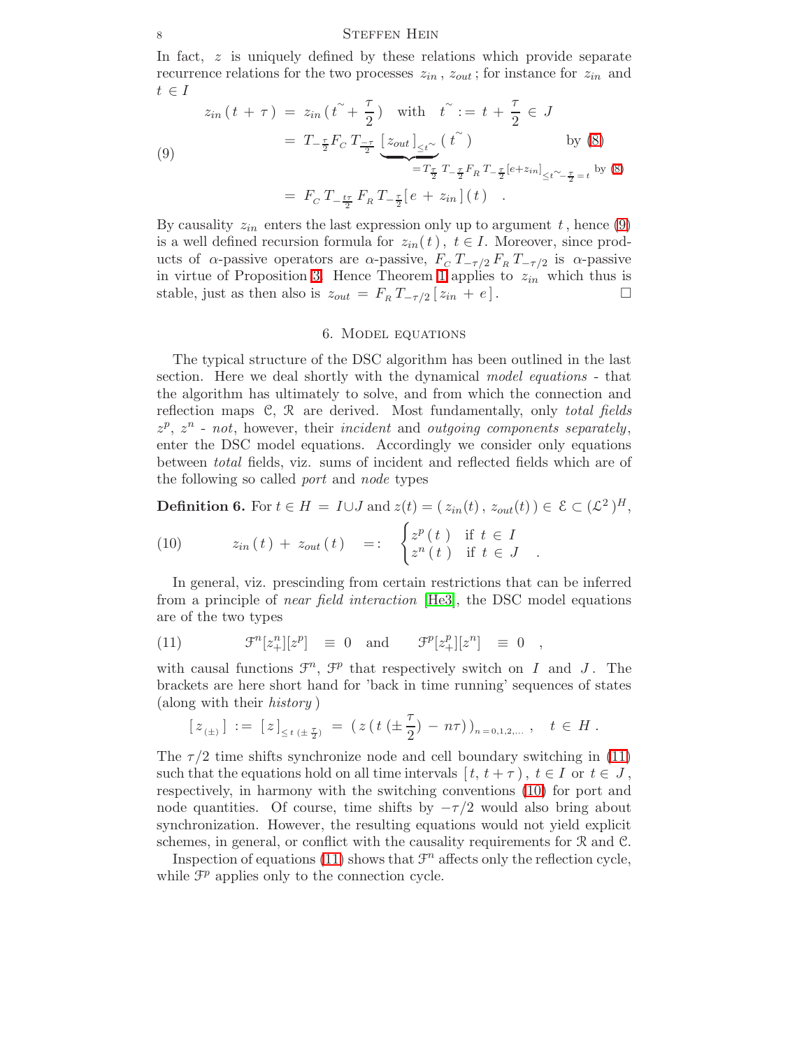In fact, $z$ is uniquely defined by these relations which provide separate recurrence relations for the two processes $z_{in}$, $z_{out}$; for instance for $z_{in}$ and $t \in I$

$$
\begin{aligned}
z_{in}(t+\tau) &= z_{in}(t^{\sim} + \frac{\tau}{2}) \quad \text{with} \quad t^{\sim} := t + \frac{\tau}{2} \in J \\
&= T_{-\frac{\tau}{2}} F_C \, T_{\frac{-\tau}{2}} \underbrace{[\, z_{out} \,]_{\leq t^{\sim}}}_{= T_{\frac{\tau}{2}} \, T_{-\frac{\tau}{2}} F_R \, T_{-\frac{\tau}{2}} [e + z_{in}]_{\leq t^{\sim} - \frac{\tau}{2} = t} \text{ by (8)}} (\, t^{\sim}\,) \qquad \text{by (8)} \\
&= F_C \, T_{-\frac{t\tau}{2}} \, F_R \, T_{-\frac{\tau}{2}} [\, e + z_{in} \,](\, t\,) \quad .
\end{aligned} \tag{9}
$$

By causality $z_{in}$ enters the last expression only up to argument $t$, hence (9) is a well defined recursion formula for $z_{in}(t)$, $t \in I$. Moreover, since products of $\alpha$-passive operators are $\alpha$-passive, $F_C \, T_{-\tau/2} \, F_R \, T_{-\tau/2}$ is $\alpha$-passive in virtue of Proposition 3. Hence Theorem 1 applies to $z_{in}$ which thus is stable, just as then also is $z_{out} = F_R \, T_{-\tau/2} [\, z_{in} + e \,]$. □

## 6. Model equations

The typical structure of the DSC algorithm has been outlined in the last section. Here we deal shortly with the dynamical *model equations* - that the algorithm has ultimately to solve, and from which the connection and reflection maps $\mathcal{C}$, $\mathcal{R}$ are derived. Most fundamentally, only *total fields* $z^p$, $z^n$ - *not*, however, their *incident* and *outgoing components separately*, enter the DSC model equations. Accordingly we consider only equations between *total* fields, viz. sums of incident and reflected fields which are of the following so called *port* and *node* types

**Definition 6.** For $t \in H = I \cup J$ and $z(t) = (\, z_{in}(t) \,,\, z_{out}(t) \,) \in \mathcal{E} \subset (\mathcal{L}^2)^H$,

$$
z_{in}(\,t\,) + z_{out}(\,t\,) \quad =: \quad \begin{cases} z^p(\,t\,) & \text{if } t \in I \\ z^n(\,t\,) & \text{if } t \in J \end{cases} \quad . \tag{10}
$$

In general, viz. prescinding from certain restrictions that can be inferred from a principle of *near field interaction* [He3], the DSC model equations are of the two types

$$
\mathcal{F}^n[z^n_+][z^p] \;\equiv\; 0 \quad \text{and} \quad \mathcal{F}^p[z^p_+][z^n] \;\equiv\; 0 \quad , \tag{11}
$$

with causal functions $\mathcal{F}^n$, $\mathcal{F}^p$ that respectively switch on $I$ and $J$. The brackets are here short hand for 'back in time running' sequences of states (along with their *history*)

$$
[\, z_{(\pm)} \,] := [\, z \,]_{\leq t \, (\pm \frac{\tau}{2})} = (\, z\,(\,t\,(\pm \frac{\tau}{2}) - n\tau)\,)_{n = 0,1,2,\ldots} \,, \quad t \in H \,.
$$

The $\tau/2$ time shifts synchronize node and cell boundary switching in (11) such that the equations hold on all time intervals $[\, t, t+\tau\,)$, $t \in I$ or $t \in J$, respectively, in harmony with the switching conventions (10) for port and node quantities. Of course, time shifts by $-\tau/2$ would also bring about synchronization. However, the resulting equations would not yield explicit schemes, in general, or conflict with the causality requirements for $\mathcal{R}$ and $\mathcal{C}$.

Inspection of equations (11) shows that $\mathcal{F}^n$ affects only the reflection cycle, while $\mathcal{F}^p$ applies only to the connection cycle.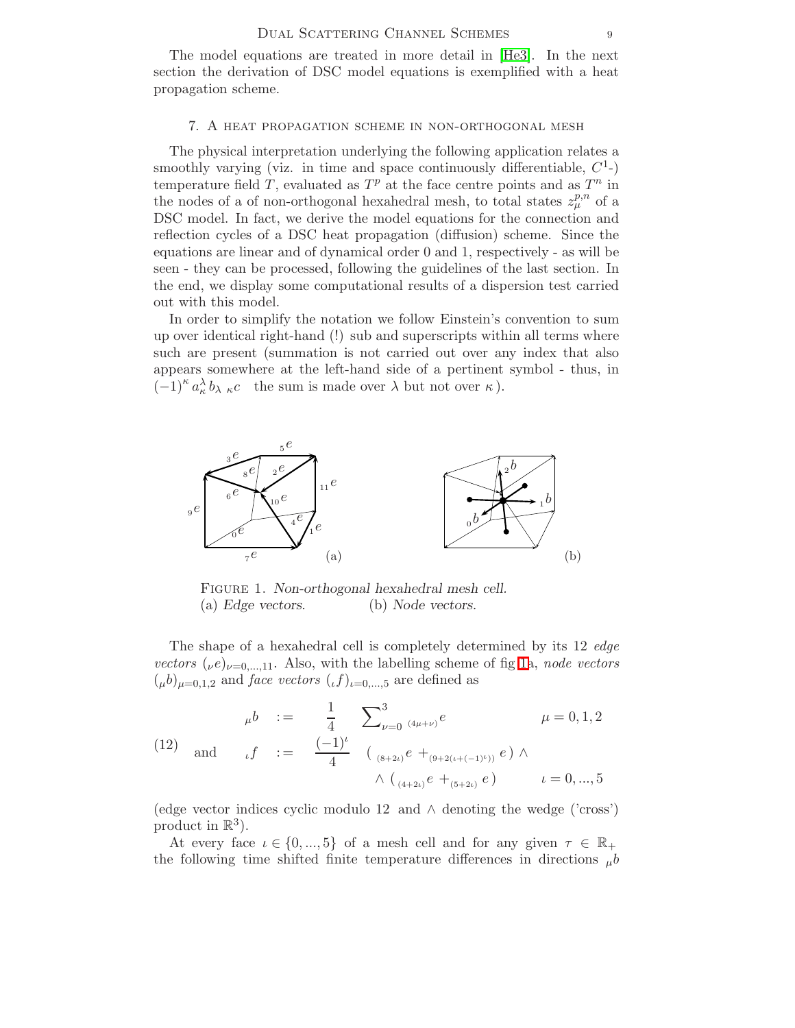The model equations are treated in more detail in [He3]. In the next section the derivation of DSC model equations is exemplified with a heat propagation scheme.

## 7. A heat propagation scheme in non-orthogonal mesh

The physical interpretation underlying the following application relates a smoothly varying (viz. in time and space continuously differentiable, $C^1$-) temperature field $T$, evaluated as $T^p$ at the face centre points and as $T^n$ in the nodes of a of non-orthogonal hexahedral mesh, to total states $z_\mu^{p,n}$ of a DSC model. In fact, we derive the model equations for the connection and reflection cycles of a DSC heat propagation (diffusion) scheme. Since the equations are linear and of dynamical order 0 and 1, respectively - as will be seen - they can be processed, following the guidelines of the last section. In the end, we display some computational results of a dispersion test carried out with this model.

In order to simplify the notation we follow Einstein's convention to sum up over identical right-hand (!) sub and superscripts within all terms where such are present (summation is not carried out over any index that also appears somewhere at the left-hand side of a pertinent symbol - thus, in $(-1)^\kappa\, a_\kappa^\lambda\, b_{\lambda\ \kappa}c$ the sum is made over $\lambda$ but not over $\kappa$).

Figure 1. *Non-orthogonal hexahedral mesh cell.*
(a) *Edge vectors.* (b) *Node vectors.*

The shape of a hexahedral cell is completely determined by its 12 *edge vectors* $({}_\nu e)_{\nu=0,...,11}$. Also, with the labelling scheme of fig 1a, *node vectors* $({}_\mu b)_{\mu=0,1,2}$ and *face vectors* $({}_\iota f)_{\iota=0,...,5}$ are defined as

$$
\begin{aligned}
&{}_\mu b \quad := \quad \frac{1}{4} \quad \sum\nolimits_{\nu=0}^{3} {}_{(4\mu+\nu)}e \qquad\qquad \mu = 0,1,2 \\
(12)\qquad \text{and}\quad &{}_\iota f \quad := \quad \frac{(-1)^\iota}{4} \quad (\, {}_{(8+2\iota)}e + {}_{(9+2(\iota+(-1)^\iota))}\, e\,) \wedge \\
&\qquad\qquad\qquad \wedge\, (\, {}_{(4+2\iota)}e + {}_{(5+2\iota)}\, e\,) \qquad \iota = 0,...,5
\end{aligned}
$$

(edge vector indices cyclic modulo 12 and $\wedge$ denoting the wedge ('cross') product in $\mathbb{R}^3$).

At every face $\iota \in \{0,...,5\}$ of a mesh cell and for any given $\tau \in \mathbb{R}_+$ the following time shifted finite temperature differences in directions ${}_\mu b$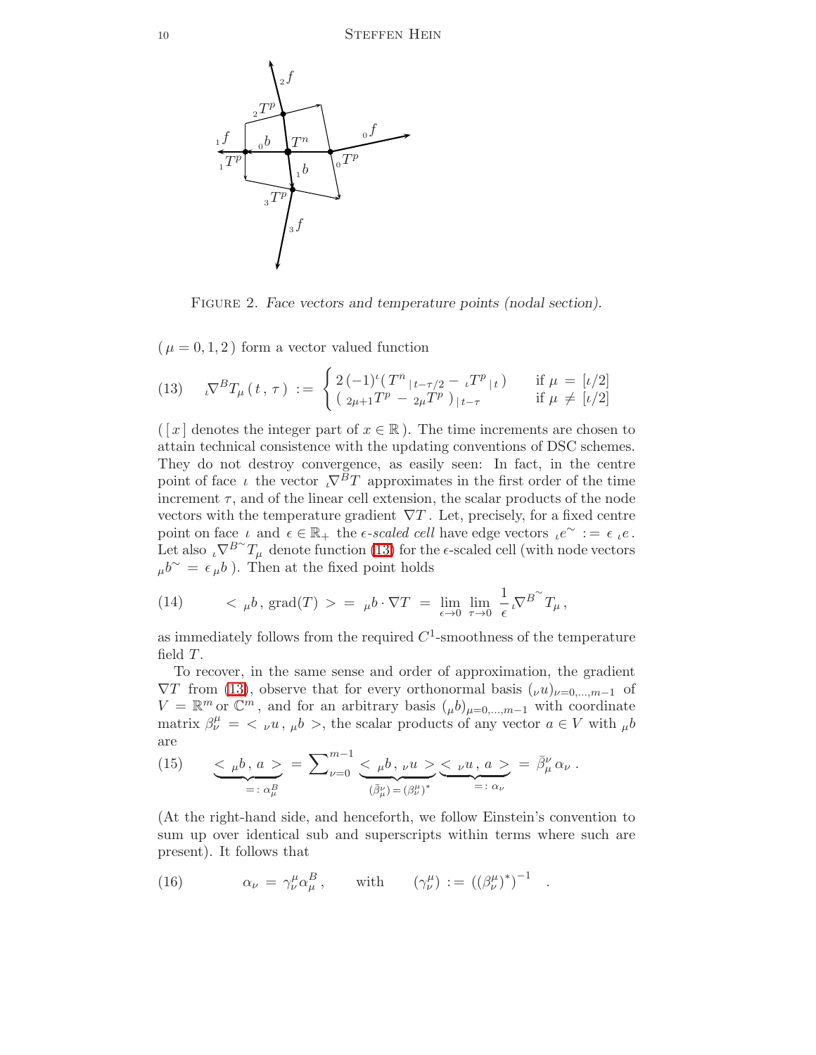Figure 2. *Face vectors and temperature points (nodal section).*

( $\mu = 0, 1, 2$ ) form a vector valued function

$$
(13) \qquad {}_\iota\nabla^B T_\mu\,(\,t\,,\,\tau\,) \;:=\; \begin{cases} 2\,(-1)^\iota(\,T^n{}_{|\,t-\tau/2} \,-\, {}_\iota T^p{}_{|\,t}\,) & \text{if } \mu \,=\, [\iota/2] \\ (\,{}_{2\mu+1}T^p \,-\, {}_{2\mu}T^p\,)_{|\,t-\tau} & \text{if } \mu \,\neq\, [\iota/2] \end{cases}
$$

( $[\,x\,]$ denotes the integer part of $x \in \mathbb{R}$ ). The time increments are chosen to attain technical consistence with the updating conventions of DSC schemes. They do not destroy convergence, as easily seen: In fact, in the centre point of face $\iota$ the vector ${}_\iota\nabla^B T$ approximates in the first order of the time increment $\tau$, and of the linear cell extension, the scalar products of the node vectors with the temperature gradient $\nabla T$. Let, precisely, for a fixed centre point on face $\iota$ and $\epsilon \in \mathbb{R}_+$ the *$\epsilon$-scaled cell* have edge vectors ${}_\iota e^\sim \,:=\, \epsilon\; {}_\iota e$. Let also ${}_\iota\nabla^{B^\sim}T_\mu$ denote function (13) for the $\epsilon$-scaled cell (with node vectors ${}_\mu b^\sim \,=\, \epsilon\,{}_\mu b$ ). Then at the fixed point holds

$$
(14) \qquad <\,{}_\mu b\,,\,\mathrm{grad}(T)\,> \;=\; {}_\mu b\cdot\nabla T \;=\; \lim_{\epsilon\to 0}\,\lim_{\tau\to 0}\,\frac{1}{\epsilon}\,{}_\iota\nabla^{B^\sim}T_\mu\,,
$$

as immediately follows from the required $C^1$-smoothness of the temperature field $T$.

To recover, in the same sense and order of approximation, the gradient $\nabla T$ from (13), observe that for every orthonormal basis $({}_\nu u)_{\nu=0,\ldots,m-1}$ of $V = \mathbb{R}^m$ or $\mathbb{C}^m$, and for an arbitrary basis $({}_\mu b)_{\mu=0,\ldots,m-1}$ with coordinate matrix $\beta^\mu_\nu \,=\, <\,{}_\nu u\,,\,{}_\mu b\,>$, the scalar products of any vector $a \in V$ with ${}_\mu b$ are

$$
(15) \qquad \underbrace{<\,{}_\mu b\,,\,a\,>}_{=:\;\alpha^B_\mu} \;=\; \sum\nolimits_{\nu=0}^{m-1}\;\underbrace{<\,{}_\mu b\,,\,{}_\nu u\,>}_{(\bar\beta^\nu_\mu)\,=\,(\beta^\mu_\nu)^*}\underbrace{<\,{}_\nu u\,,\,a\,>}_{=:\;\alpha_\nu} \;=\; \bar\beta^\nu_\mu\,\alpha_\nu\,.
$$

(At the right-hand side, and henceforth, we follow Einstein's convention to sum up over identical sub and superscripts within terms where such are present). It follows that

$$
(16) \qquad \alpha_\nu \,=\, \gamma^\mu_\nu\alpha^B_\mu\,, \qquad \text{with} \qquad (\gamma^\mu_\nu) \,:=\, ((\beta^\mu_\nu)^*)^{-1} \quad .
$$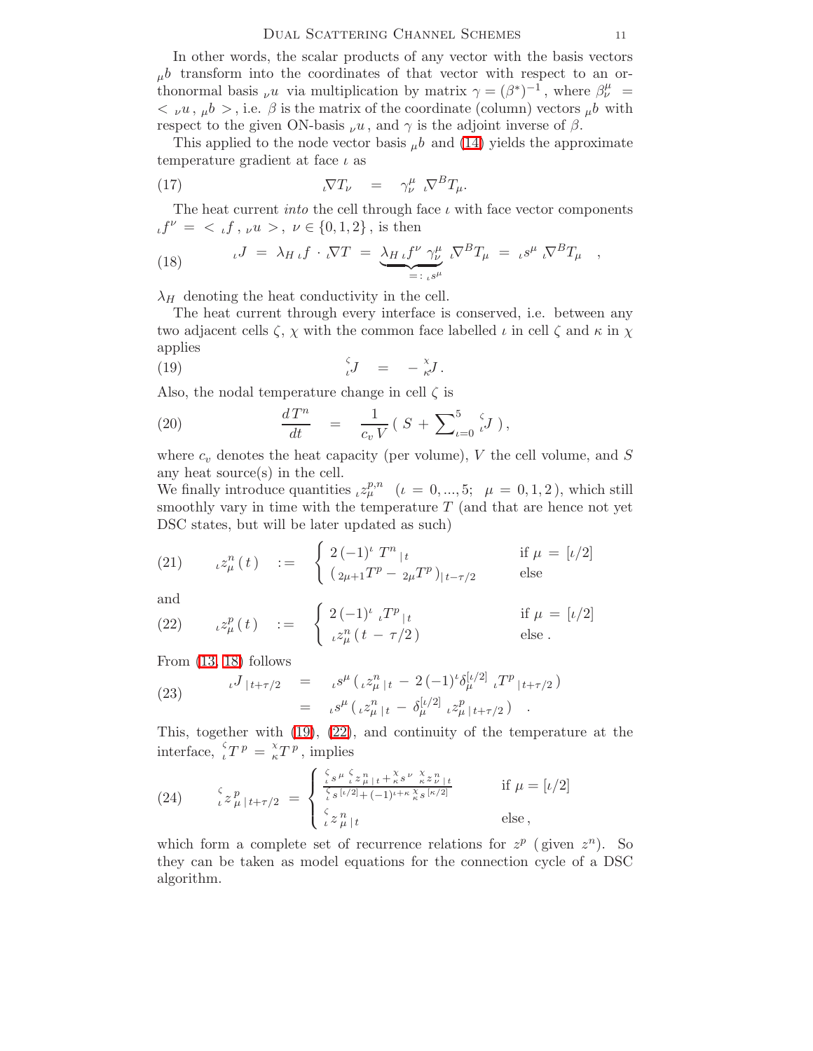In other words, the scalar products of any vector with the basis vectors ${}_{\mu}b$ transform into the coordinates of that vector with respect to an orthonormal basis ${}_{\nu}u$ via multiplication by matrix $\gamma = (\beta^{*})^{-1}$, where $\beta^{\mu}_{\nu} = \,<\, {}_{\nu}u\,,\, {}_{\mu}b\,>$, i.e. $\beta$ is the matrix of the coordinate (column) vectors ${}_{\mu}b$ with respect to the given ON-basis ${}_{\nu}u$, and $\gamma$ is the adjoint inverse of $\beta$.

This applied to the node vector basis ${}_{\mu}b$ and (14) yields the approximate temperature gradient at face $\iota$ as

$$
{}_{\iota}\nabla T_{\nu} \quad = \quad \gamma^{\mu}_{\nu}\; {}_{\iota}\nabla^{B} T_{\mu}. \tag{17}
$$

The heat current *into* the cell through face $\iota$ with face vector components ${}_{\iota}f^{\nu} = \,<\, {}_{\iota}f\,,\, {}_{\nu}u\,>$, $\nu \in \{0,1,2\}$, is then

$$
{}_{\iota}J \;=\; \lambda_{H}\, {}_{\iota}f \cdot {}_{\iota}\nabla T \;=\; \underbrace{\lambda_{H}\, {}_{\iota}f^{\nu}\, \gamma^{\mu}_{\nu}}_{=:\, {}_{\iota}s^{\mu}}\; {}_{\iota}\nabla^{B} T_{\mu} \;=\; {}_{\iota}s^{\mu}\; {}_{\iota}\nabla^{B} T_{\mu} \quad , \tag{18}
$$

$\lambda_{H}$ denoting the heat conductivity in the cell.

The heat current through every interface is conserved, i.e. between any two adjacent cells $\zeta$, $\chi$ with the common face labelled $\iota$ in cell $\zeta$ and $\kappa$ in $\chi$ applies

$$
{}^{\zeta}_{\iota}J \quad = \quad -\, {}^{\chi}_{\kappa}J\,. \tag{19}
$$

Also, the nodal temperature change in cell $\zeta$ is

$$
\frac{dT^{n}}{dt} \quad = \quad \frac{1}{c_{v}\, V}\,(\, S \,+\, \sum\nolimits_{\iota=0}^{5} {}^{\zeta}_{\iota}J\,)\,, \tag{20}
$$

where $c_{v}$ denotes the heat capacity (per volume), $V$ the cell volume, and $S$ any heat source(s) in the cell.
We finally introduce quantities ${}_{\iota}z^{p,n}_{\mu}$ $\;(\iota = 0,...,5;\;\; \mu = 0,1,2\,)$, which still smoothly vary in time with the temperature $T$ (and that are hence not yet DSC states, but will be later updated as such)

$$
{}_{\iota}z^{n}_{\mu}\,(\,t\,) \quad := \quad \begin{cases} 2\,(-1)^{\iota}\; T^{n}{}_{|\,t} & \text{if } \mu \,=\, [\iota/2] \\ (\,{}_{2\mu+1}T^{p} -\, {}_{2\mu}T^{p}\,)_{|\,t-\tau/2} & \text{else} \end{cases} \tag{21}
$$

and

$$
{}_{\iota}z^{p}_{\mu}\,(\,t\,) \quad := \quad \begin{cases} 2\,(-1)^{\iota}\; {}_{\iota}T^{p}{}_{|\,t} & \text{if } \mu \,=\, [\iota/2] \\ {}_{\iota}z^{n}_{\mu}\,(\,t \,-\, \tau/2\,) & \text{else}\,. \end{cases} \tag{22}
$$

From (13, 18) follows

$$
\begin{aligned}
{}_{\iota}J_{\,|\,t+\tau/2} \quad &= \quad {}_{\iota}s^{\mu}\,(\,{}_{\iota}z^{n}_{\mu\,|\,t} \,-\, 2\,(-1)^{\iota}\delta^{[\iota/2]}_{\mu}\; {}_{\iota}T^{p}{}_{\,|\,t+\tau/2}\,) \\
&= \quad {}_{\iota}s^{\mu}\,(\,{}_{\iota}z^{n}_{\mu\,|\,t} \,-\, \delta^{[\iota/2]}_{\mu}\; {}_{\iota}z^{p}_{\mu\,|\,t+\tau/2}\,) \quad .
\end{aligned} \tag{23}
$$

This, together with (19), (22), and continuity of the temperature at the interface, ${}^{\zeta}_{\iota}T^{\,p} = {}^{\chi}_{\kappa}T^{\,p}$, implies

$$
{}^{\zeta}_{\iota}z^{\,p}_{\,\mu\,|\,t+\tau/2} \;=\; \begin{cases} \dfrac{{}^{\zeta}_{\iota}s^{\,\mu}\; {}^{\zeta}_{\iota}z^{\,n}_{\,\mu\,|\,t} + {}^{\chi}_{\kappa}s^{\,\nu}\; {}^{\chi}_{\kappa}z^{\,n}_{\,\nu\,|\,t}}{{}^{\zeta}_{\iota}s^{\,[\iota/2]} + (-1)^{\iota+\kappa}\; {}^{\chi}_{\kappa}s^{\,[\kappa/2]}} & \text{if } \mu = [\iota/2] \\ {}^{\zeta}_{\iota}z^{\,n}_{\,\mu\,|\,t} & \text{else}\,, \end{cases} \tag{24}
$$

which form a complete set of recurrence relations for $z^{p}$ (given $z^{n}$). So they can be taken as model equations for the connection cycle of a DSC algorithm.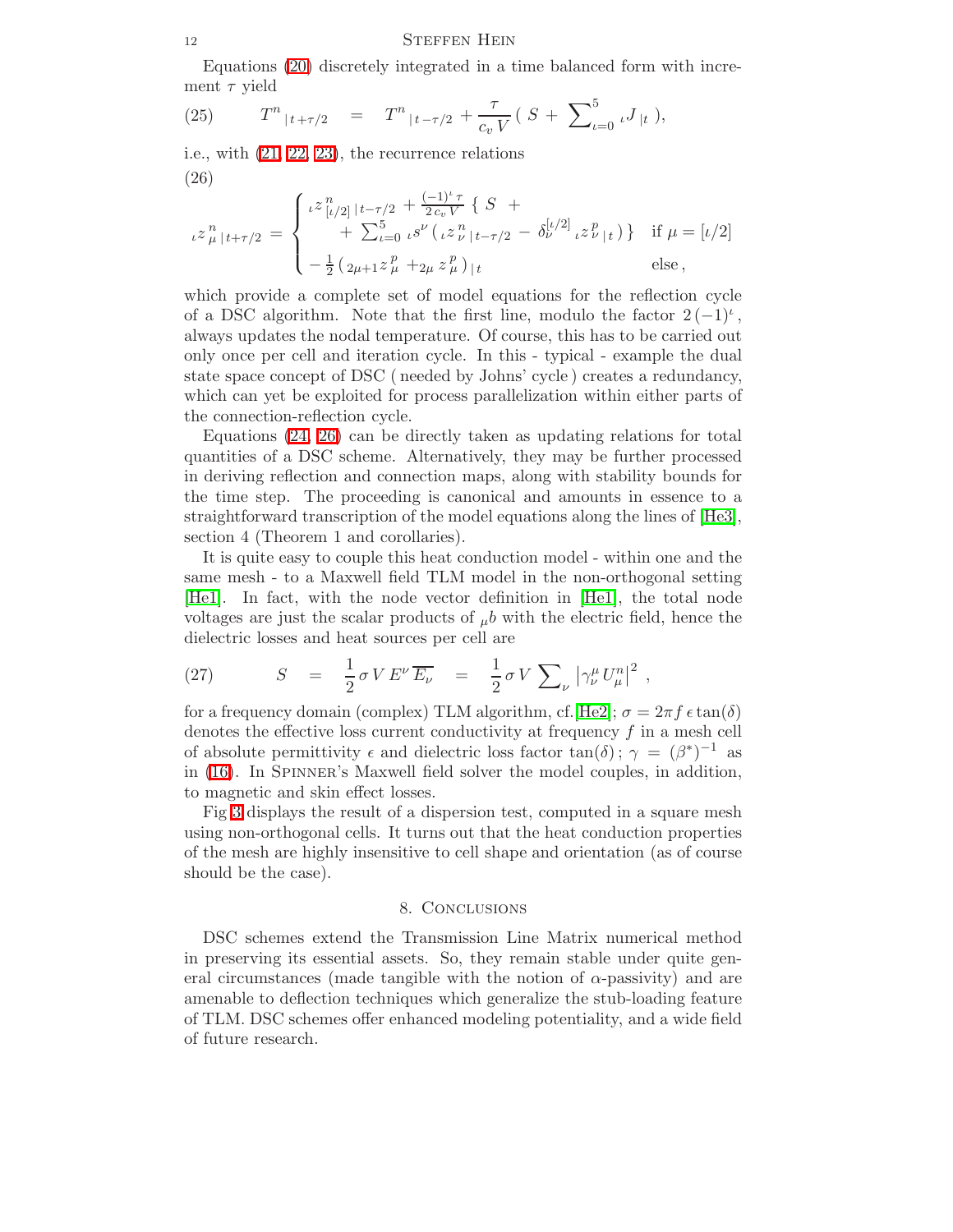Equations (20) discretely integrated in a time balanced form with increment $\tau$ yield

$$
(25) \qquad T^n{}_{|\,t+\tau/2} \quad = \quad T^n{}_{|\,t-\tau/2} + \frac{\tau}{c_v\, V}\,(\; S \;+\; \textstyle\sum_{\iota=0}^{5}\, {}_\iota J_{\,|t}\;),
$$

i.e., with (21, 22, 23), the recurrence relations

(26)

$$
{}_\iota z^{\,n}_{\,\mu\,|\,t+\tau/2} = \begin{cases} {}_\iota z^{\,n}_{\,[\iota/2]\,|\,t-\tau/2} + \frac{(-1)^\iota\,\tau}{2\,c_v\,V}\;\{\; S \;+ \\ \qquad +\; \sum_{\iota=0}^{5}\, {}_\iota s^\nu\,(\, {}_\iota z^{\,n}_{\,\nu\,|\,t-\tau/2} \,-\, \delta_\nu^{[\iota/2]}\; {}_\iota z^{\,p}_{\,\nu\,|\,t}\,)\,\} & \text{if } \mu = [\iota/2] \\ -\,\frac{1}{2}\,(\, {}_{2\mu+1} z^{\,p}_{\,\mu} \,+ {}_{2\mu}\, z^{\,p}_{\,\mu}\,)_{\,|\,t} & \text{else}\,, \end{cases}
$$

which provide a complete set of model equations for the reflection cycle of a DSC algorithm. Note that the first line, modulo the factor $2\,(-1)^\iota$, always updates the nodal temperature. Of course, this has to be carried out only once per cell and iteration cycle. In this - typical - example the dual state space concept of DSC ( needed by Johns' cycle ) creates a redundancy, which can yet be exploited for process parallelization within either parts of the connection-reflection cycle.

Equations (24, 26) can be directly taken as updating relations for total quantities of a DSC scheme. Alternatively, they may be further processed in deriving reflection and connection maps, along with stability bounds for the time step. The proceeding is canonical and amounts in essence to a straightforward transcription of the model equations along the lines of [He3], section 4 (Theorem 1 and corollaries).

It is quite easy to couple this heat conduction model - within one and the same mesh - to a Maxwell field TLM model in the non-orthogonal setting [He1]. In fact, with the node vector definition in [He1], the total node voltages are just the scalar products of ${}_\mu b$ with the electric field, hence the dielectric losses and heat sources per cell are

$$
(27) \qquad S \quad = \quad \frac{1}{2}\,\sigma\,V\,E^\nu\,\overline{E_\nu} \quad = \quad \frac{1}{2}\,\sigma\,V\,\sum\nolimits_\nu \left|\gamma^\mu_\nu\, U^n_\mu\right|^2 \;,
$$

for a frequency domain (complex) TLM algorithm, cf. [He2]; $\sigma = 2\pi f\,\epsilon\tan(\delta)$ denotes the effective loss current conductivity at frequency $f$ in a mesh cell of absolute permittivity $\epsilon$ and dielectric loss factor $\tan(\delta)$; $\gamma = (\beta^*)^{-1}$ as in (16). In SPINNER's Maxwell field solver the model couples, in addition, to magnetic and skin effect losses.

Fig 3 displays the result of a dispersion test, computed in a square mesh using non-orthogonal cells. It turns out that the heat conduction properties of the mesh are highly insensitive to cell shape and orientation (as of course should be the case).

## 8. Conclusions

DSC schemes extend the Transmission Line Matrix numerical method in preserving its essential assets. So, they remain stable under quite general circumstances (made tangible with the notion of $\alpha$-passivity) and are amenable to deflection techniques which generalize the stub-loading feature of TLM. DSC schemes offer enhanced modeling potentiality, and a wide field of future research.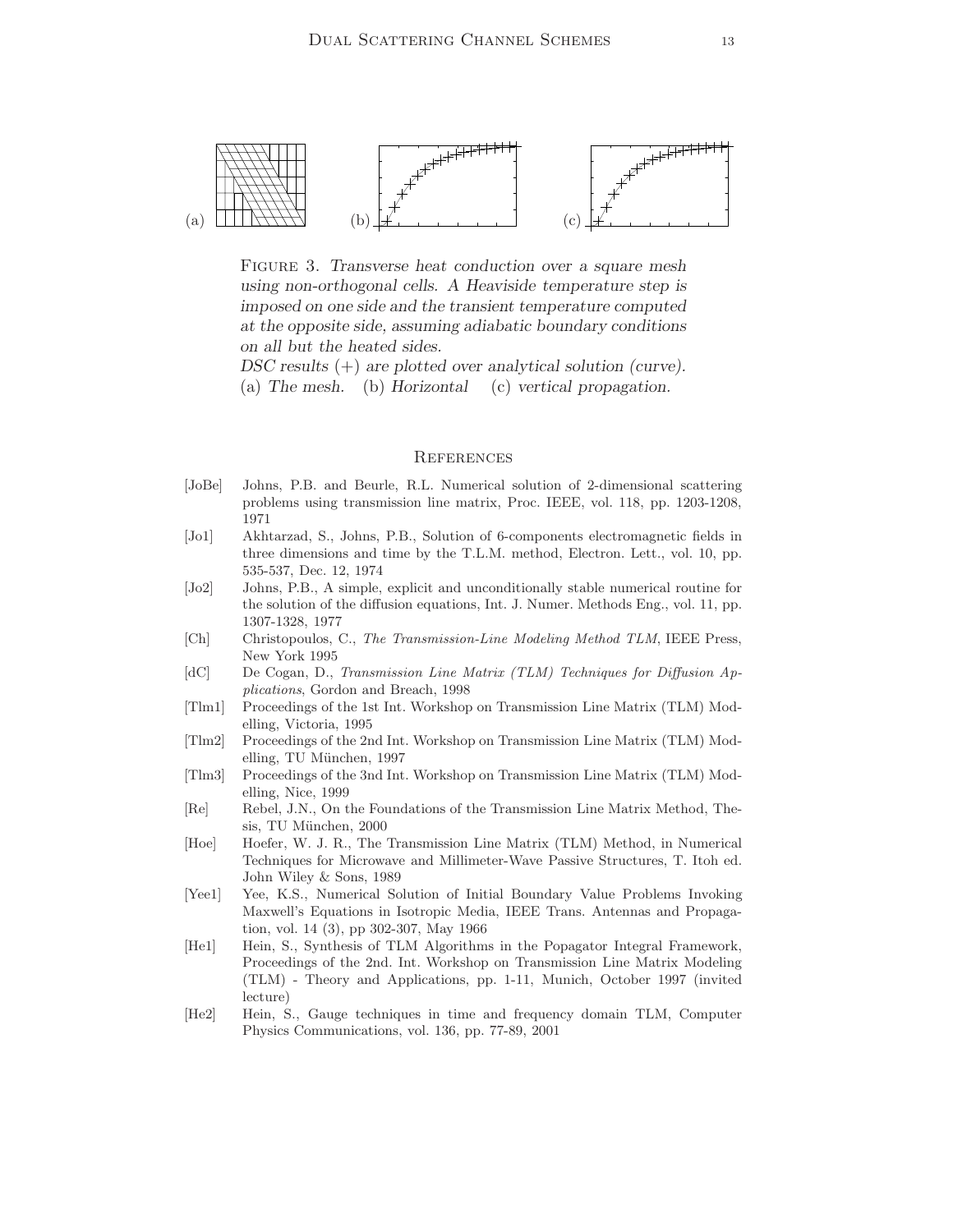(a) (b) (c)

Figure 3. *Transverse heat conduction over a square mesh using non-orthogonal cells. A Heaviside temperature step is imposed on one side and the transient temperature computed at the opposite side, assuming adiabatic boundary conditions on all but the heated sides.*
*DSC results (+) are plotted over analytical solution (curve).* (a) *The mesh.* (b) *Horizontal* (c) *vertical propagation.*

## References

- [JoBe] Johns, P.B. and Beurle, R.L. Numerical solution of 2-dimensional scattering problems using transmission line matrix, Proc. IEEE, vol. 118, pp. 1203-1208, 1971
- [Jo1] Akhtarzad, S., Johns, P.B., Solution of 6-components electromagnetic fields in three dimensions and time by the T.L.M. method, Electron. Lett., vol. 10, pp. 535-537, Dec. 12, 1974
- [Jo2] Johns, P.B., A simple, explicit and unconditionally stable numerical routine for the solution of the diffusion equations, Int. J. Numer. Methods Eng., vol. 11, pp. 1307-1328, 1977
- [Ch] Christopoulos, C., *The Transmission-Line Modeling Method TLM*, IEEE Press, New York 1995
- [dC] De Cogan, D., *Transmission Line Matrix (TLM) Techniques for Diffusion Applications*, Gordon and Breach, 1998
- [Tlm1] Proceedings of the 1st Int. Workshop on Transmission Line Matrix (TLM) Modelling, Victoria, 1995
- [Tlm2] Proceedings of the 2nd Int. Workshop on Transmission Line Matrix (TLM) Modelling, TU München, 1997
- [Tlm3] Proceedings of the 3nd Int. Workshop on Transmission Line Matrix (TLM) Modelling, Nice, 1999
- [Re] Rebel, J.N., On the Foundations of the Transmission Line Matrix Method, Thesis, TU München, 2000
- [Hoe] Hoefer, W. J. R., The Transmission Line Matrix (TLM) Method, in Numerical Techniques for Microwave and Millimeter-Wave Passive Structures, T. Itoh ed. John Wiley & Sons, 1989
- [Yee1] Yee, K.S., Numerical Solution of Initial Boundary Value Problems Invoking Maxwell's Equations in Isotropic Media, IEEE Trans. Antennas and Propagation, vol. 14 (3), pp 302-307, May 1966
- [He1] Hein, S., Synthesis of TLM Algorithms in the Popagator Integral Framework, Proceedings of the 2nd. Int. Workshop on Transmission Line Matrix Modeling (TLM) - Theory and Applications, pp. 1-11, Munich, October 1997 (invited lecture)
- [He2] Hein, S., Gauge techniques in time and frequency domain TLM, Computer Physics Communications, vol. 136, pp. 77-89, 2001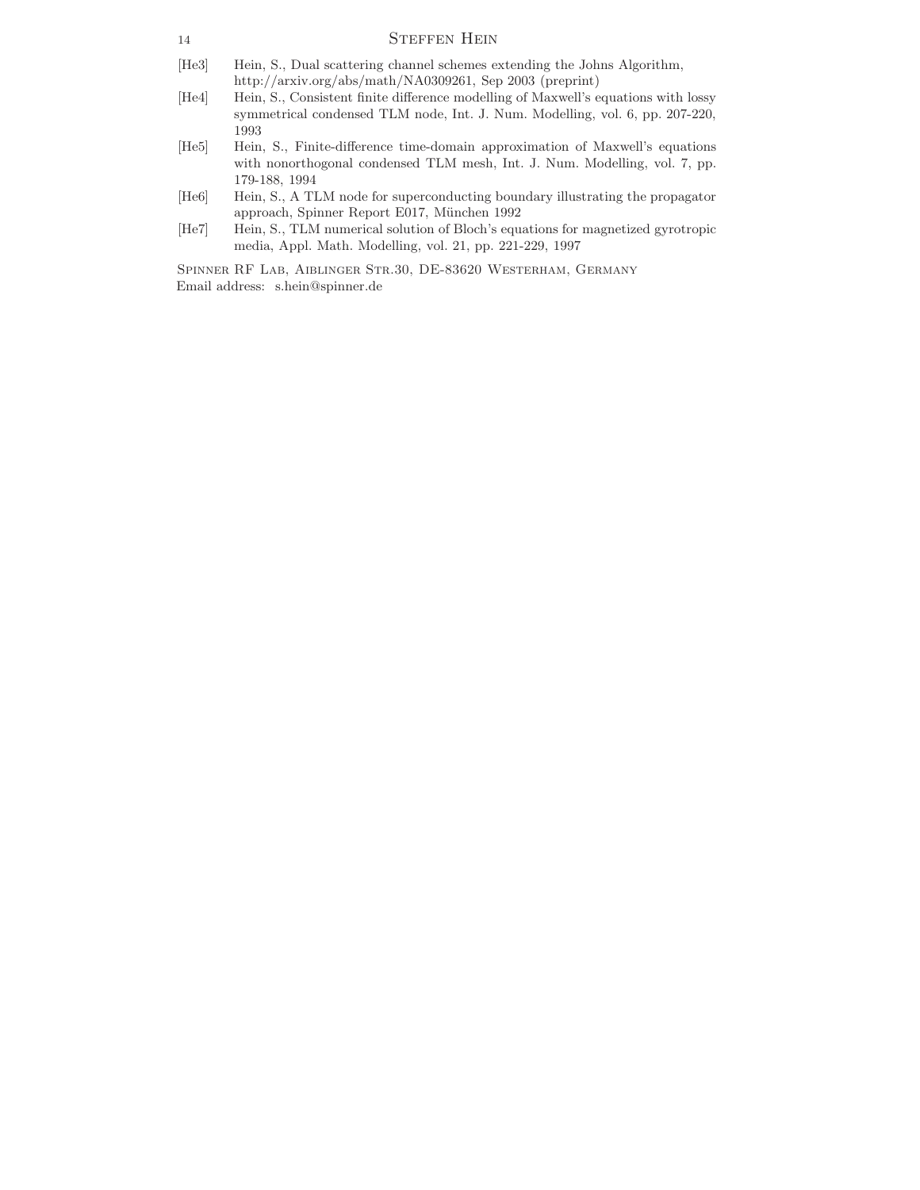[He3] Hein, S., Dual scattering channel schemes extending the Johns Algorithm, http://arxiv.org/abs/math/NA0309261, Sep 2003 (preprint)

[He4] Hein, S., Consistent finite difference modelling of Maxwell's equations with lossy symmetrical condensed TLM node, Int. J. Num. Modelling, vol. 6, pp. 207-220, 1993

[He5] Hein, S., Finite-difference time-domain approximation of Maxwell's equations with nonorthogonal condensed TLM mesh, Int. J. Num. Modelling, vol. 7, pp. 179-188, 1994

[He6] Hein, S., A TLM node for superconducting boundary illustrating the propagator approach, Spinner Report E017, München 1992

[He7] Hein, S., TLM numerical solution of Bloch's equations for magnetized gyrotropic media, Appl. Math. Modelling, vol. 21, pp. 221-229, 1997

Spinner RF Lab, Aiblinger Str.30, DE-83620 Westerham, Germany
Email address: s.hein@spinner.de